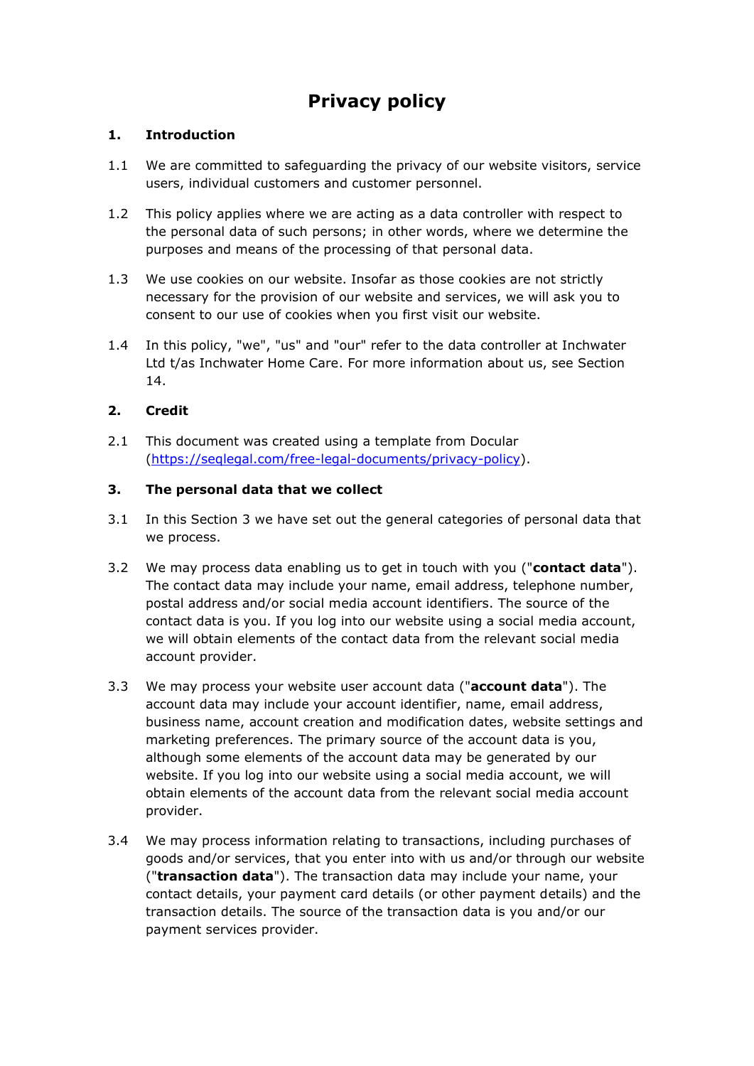# Privacy policy

## 1. Introduction

1.1 We are committed to safeguarding the privacy of our website visitors, service users, individual customers and customer personnel.

1.2 This policy applies where we are acting as a data controller with respect to the personal data of such persons; in other words, where we determine the purposes and means of the processing of that personal data.

1.3 We use cookies on our website. Insofar as those cookies are not strictly necessary for the provision of our website and services, we will ask you to consent to our use of cookies when you first visit our website.

1.4 In this policy, "we", "us" and "our" refer to the data controller at Inchwater Ltd t/as Inchwater Home Care. For more information about us, see Section 14.

## 2. Credit

2.1 This document was created using a template from Docular ([https://seqlegal.com/free-legal-documents/privacy-policy](https://seqlegal.com/free-legal-documents/privacy-policy)).

## 3. The personal data that we collect

3.1 In this Section 3 we have set out the general categories of personal data that we process.

3.2 We may process data enabling us to get in touch with you ("**contact data**"). The contact data may include your name, email address, telephone number, postal address and/or social media account identifiers. The source of the contact data is you. If you log into our website using a social media account, we will obtain elements of the contact data from the relevant social media account provider.

3.3 We may process your website user account data ("**account data**"). The account data may include your account identifier, name, email address, business name, account creation and modification dates, website settings and marketing preferences. The primary source of the account data is you, although some elements of the account data may be generated by our website. If you log into our website using a social media account, we will obtain elements of the account data from the relevant social media account provider.

3.4 We may process information relating to transactions, including purchases of goods and/or services, that you enter into with us and/or through our website ("**transaction data**"). The transaction data may include your name, your contact details, your payment card details (or other payment details) and the transaction details. The source of the transaction data is you and/or our payment services provider.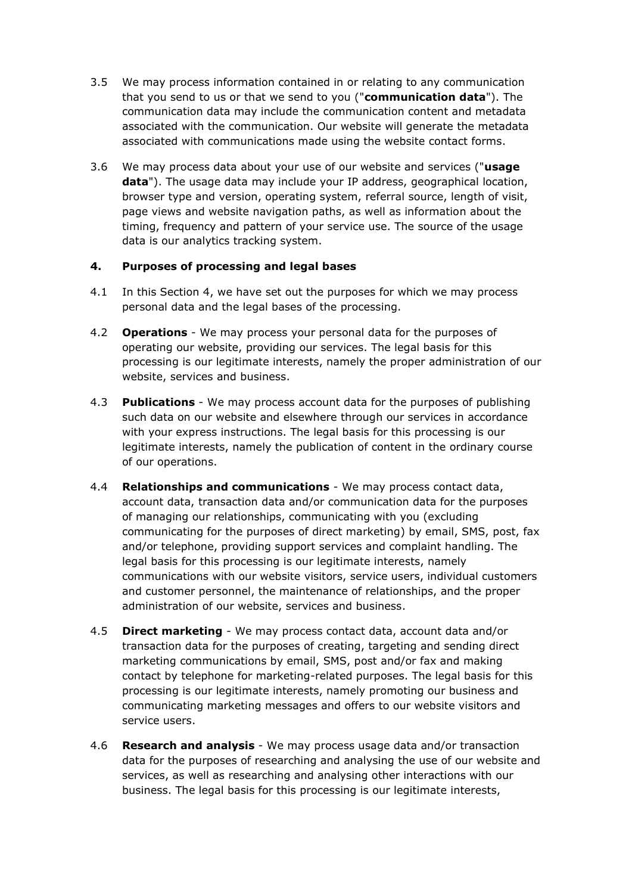3.5 We may process information contained in or relating to any communication that you send to us or that we send to you ("**communication data**"). The communication data may include the communication content and metadata associated with the communication. Our website will generate the metadata associated with communications made using the website contact forms.

3.6 We may process data about your use of our website and services ("**usage data**"). The usage data may include your IP address, geographical location, browser type and version, operating system, referral source, length of visit, page views and website navigation paths, as well as information about the timing, frequency and pattern of your service use. The source of the usage data is our analytics tracking system.

## 4. Purposes of processing and legal bases

4.1 In this Section 4, we have set out the purposes for which we may process personal data and the legal bases of the processing.

4.2 **Operations** - We may process your personal data for the purposes of operating our website, providing our services. The legal basis for this processing is our legitimate interests, namely the proper administration of our website, services and business.

4.3 **Publications** - We may process account data for the purposes of publishing such data on our website and elsewhere through our services in accordance with your express instructions. The legal basis for this processing is our legitimate interests, namely the publication of content in the ordinary course of our operations.

4.4 **Relationships and communications** - We may process contact data, account data, transaction data and/or communication data for the purposes of managing our relationships, communicating with you (excluding communicating for the purposes of direct marketing) by email, SMS, post, fax and/or telephone, providing support services and complaint handling. The legal basis for this processing is our legitimate interests, namely communications with our website visitors, service users, individual customers and customer personnel, the maintenance of relationships, and the proper administration of our website, services and business.

4.5 **Direct marketing** - We may process contact data, account data and/or transaction data for the purposes of creating, targeting and sending direct marketing communications by email, SMS, post and/or fax and making contact by telephone for marketing-related purposes. The legal basis for this processing is our legitimate interests, namely promoting our business and communicating marketing messages and offers to our website visitors and service users.

4.6 **Research and analysis** - We may process usage data and/or transaction data for the purposes of researching and analysing the use of our website and services, as well as researching and analysing other interactions with our business. The legal basis for this processing is our legitimate interests,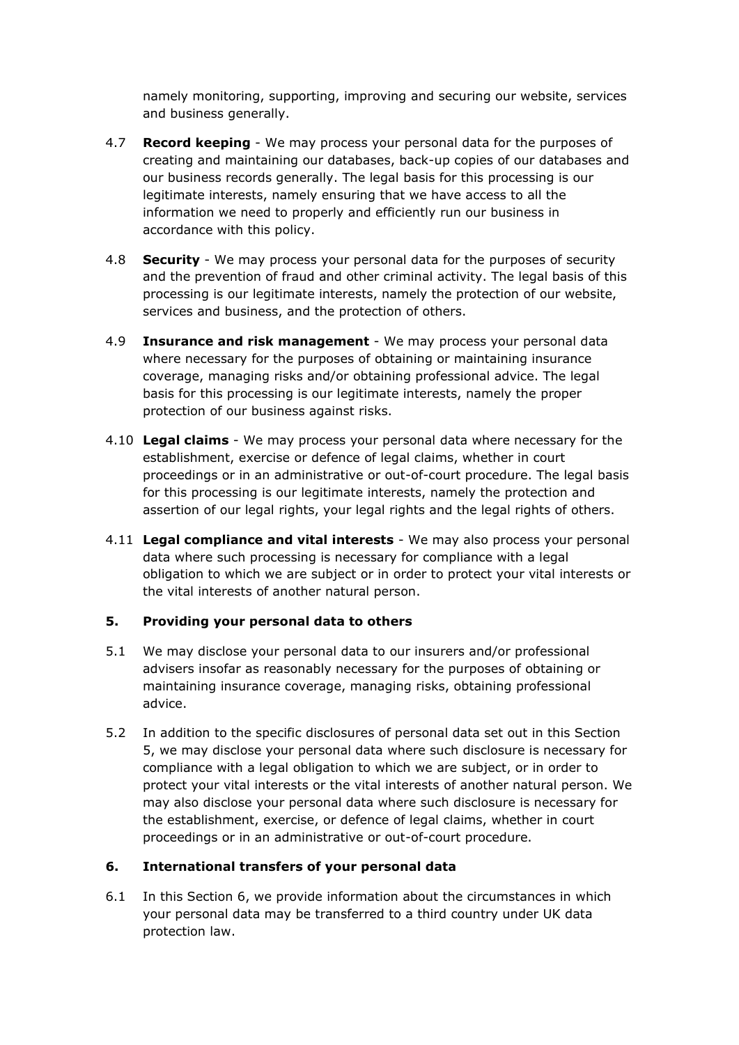namely monitoring, supporting, improving and securing our website, services and business generally.

4.7 **Record keeping** - We may process your personal data for the purposes of creating and maintaining our databases, back-up copies of our databases and our business records generally. The legal basis for this processing is our legitimate interests, namely ensuring that we have access to all the information we need to properly and efficiently run our business in accordance with this policy.

4.8 **Security** - We may process your personal data for the purposes of security and the prevention of fraud and other criminal activity. The legal basis of this processing is our legitimate interests, namely the protection of our website, services and business, and the protection of others.

4.9 **Insurance and risk management** - We may process your personal data where necessary for the purposes of obtaining or maintaining insurance coverage, managing risks and/or obtaining professional advice. The legal basis for this processing is our legitimate interests, namely the proper protection of our business against risks.

4.10 **Legal claims** - We may process your personal data where necessary for the establishment, exercise or defence of legal claims, whether in court proceedings or in an administrative or out-of-court procedure. The legal basis for this processing is our legitimate interests, namely the protection and assertion of our legal rights, your legal rights and the legal rights of others.

4.11 **Legal compliance and vital interests** - We may also process your personal data where such processing is necessary for compliance with a legal obligation to which we are subject or in order to protect your vital interests or the vital interests of another natural person.

## 5. Providing your personal data to others

5.1 We may disclose your personal data to our insurers and/or professional advisers insofar as reasonably necessary for the purposes of obtaining or maintaining insurance coverage, managing risks, obtaining professional advice.

5.2 In addition to the specific disclosures of personal data set out in this Section 5, we may disclose your personal data where such disclosure is necessary for compliance with a legal obligation to which we are subject, or in order to protect your vital interests or the vital interests of another natural person. We may also disclose your personal data where such disclosure is necessary for the establishment, exercise, or defence of legal claims, whether in court proceedings or in an administrative or out-of-court procedure.

## 6. International transfers of your personal data

6.1 In this Section 6, we provide information about the circumstances in which your personal data may be transferred to a third country under UK data protection law.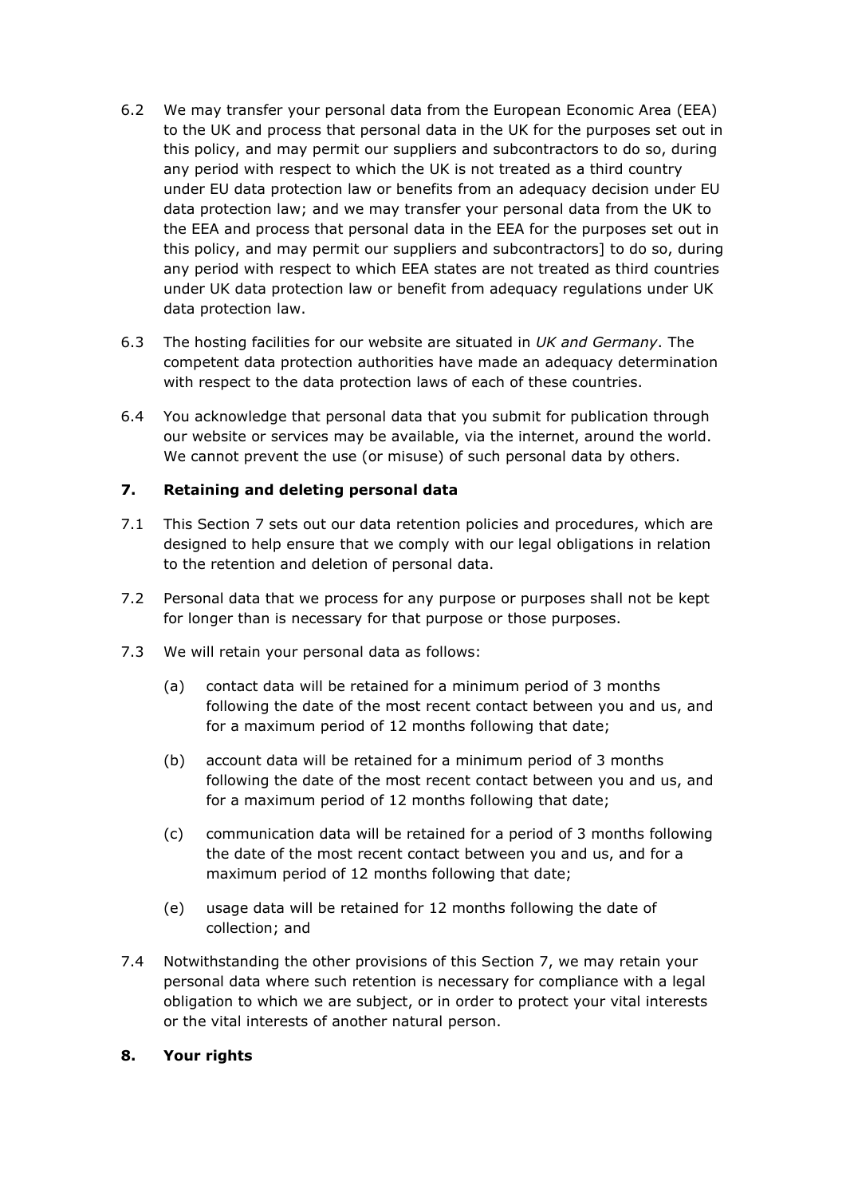6.2 We may transfer your personal data from the European Economic Area (EEA) to the UK and process that personal data in the UK for the purposes set out in this policy, and may permit our suppliers and subcontractors to do so, during any period with respect to which the UK is not treated as a third country under EU data protection law or benefits from an adequacy decision under EU data protection law; and we may transfer your personal data from the UK to the EEA and process that personal data in the EEA for the purposes set out in this policy, and may permit our suppliers and subcontractors] to do so, during any period with respect to which EEA states are not treated as third countries under UK data protection law or benefit from adequacy regulations under UK data protection law.

6.3 The hosting facilities for our website are situated in *UK and Germany*. The competent data protection authorities have made an adequacy determination with respect to the data protection laws of each of these countries.

6.4 You acknowledge that personal data that you submit for publication through our website or services may be available, via the internet, around the world. We cannot prevent the use (or misuse) of such personal data by others.

## 7. Retaining and deleting personal data

7.1 This Section 7 sets out our data retention policies and procedures, which are designed to help ensure that we comply with our legal obligations in relation to the retention and deletion of personal data.

7.2 Personal data that we process for any purpose or purposes shall not be kept for longer than is necessary for that purpose or those purposes.

7.3 We will retain your personal data as follows:

(a) contact data will be retained for a minimum period of 3 months following the date of the most recent contact between you and us, and for a maximum period of 12 months following that date;

(b) account data will be retained for a minimum period of 3 months following the date of the most recent contact between you and us, and for a maximum period of 12 months following that date;

(c) communication data will be retained for a period of 3 months following the date of the most recent contact between you and us, and for a maximum period of 12 months following that date;

(e) usage data will be retained for 12 months following the date of collection; and

7.4 Notwithstanding the other provisions of this Section 7, we may retain your personal data where such retention is necessary for compliance with a legal obligation to which we are subject, or in order to protect your vital interests or the vital interests of another natural person.

## 8. Your rights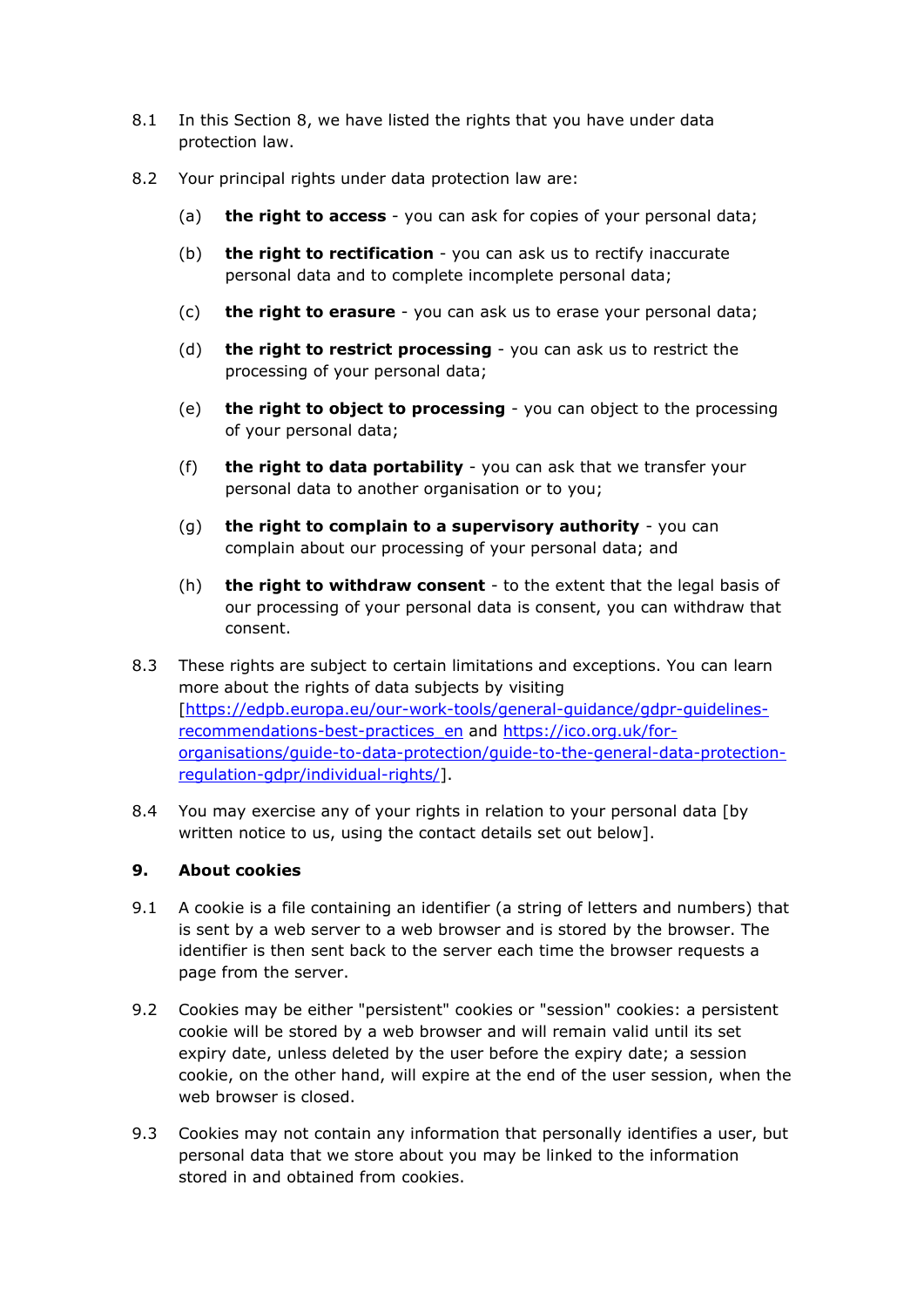8.1 In this Section 8, we have listed the rights that you have under data protection law.

8.2 Your principal rights under data protection law are:

(a) **the right to access** - you can ask for copies of your personal data;

(b) **the right to rectification** - you can ask us to rectify inaccurate personal data and to complete incomplete personal data;

(c) **the right to erasure** - you can ask us to erase your personal data;

(d) **the right to restrict processing** - you can ask us to restrict the processing of your personal data;

(e) **the right to object to processing** - you can object to the processing of your personal data;

(f) **the right to data portability** - you can ask that we transfer your personal data to another organisation or to you;

(g) **the right to complain to a supervisory authority** - you can complain about our processing of your personal data; and

(h) **the right to withdraw consent** - to the extent that the legal basis of our processing of your personal data is consent, you can withdraw that consent.

8.3 These rights are subject to certain limitations and exceptions. You can learn more about the rights of data subjects by visiting [https://edpb.europa.eu/our-work-tools/general-guidance/gdpr-guidelines-recommendations-best-practices_en and https://ico.org.uk/for-organisations/guide-to-data-protection/guide-to-the-general-data-protection-regulation-gdpr/individual-rights/].

8.4 You may exercise any of your rights in relation to your personal data [by written notice to us, using the contact details set out below].

## 9. About cookies

9.1 A cookie is a file containing an identifier (a string of letters and numbers) that is sent by a web server to a web browser and is stored by the browser. The identifier is then sent back to the server each time the browser requests a page from the server.

9.2 Cookies may be either "persistent" cookies or "session" cookies: a persistent cookie will be stored by a web browser and will remain valid until its set expiry date, unless deleted by the user before the expiry date; a session cookie, on the other hand, will expire at the end of the user session, when the web browser is closed.

9.3 Cookies may not contain any information that personally identifies a user, but personal data that we store about you may be linked to the information stored in and obtained from cookies.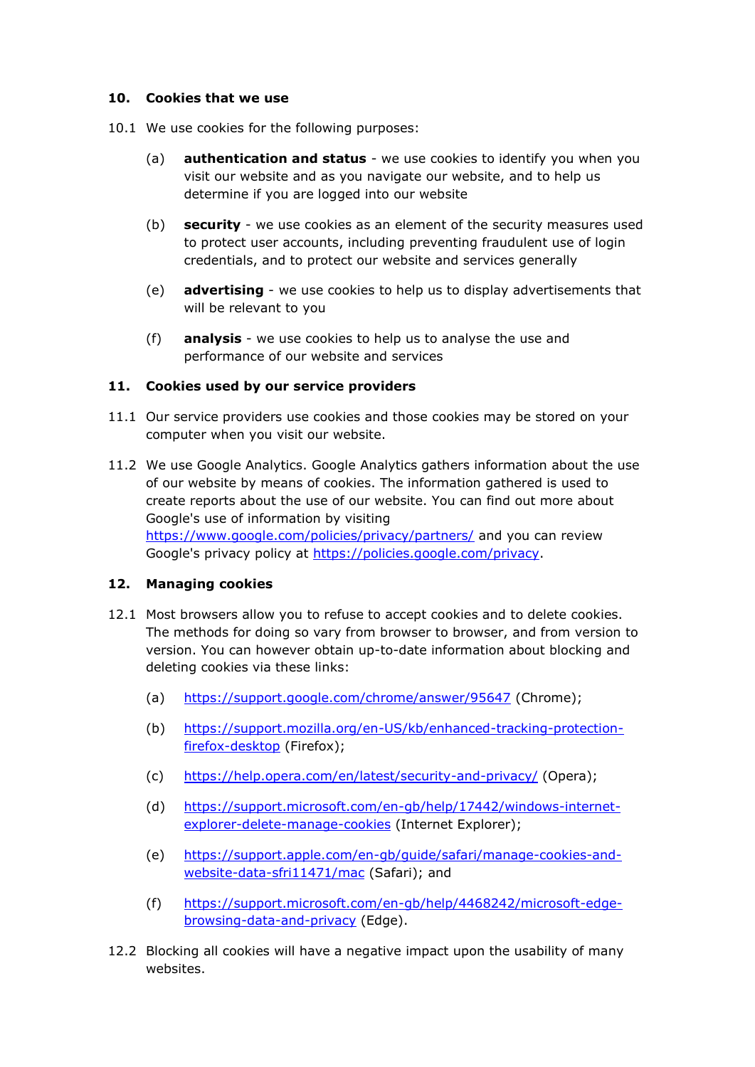## 10. Cookies that we use

10.1 We use cookies for the following purposes:

(a) **authentication and status** - we use cookies to identify you when you visit our website and as you navigate our website, and to help us determine if you are logged into our website

(b) **security** - we use cookies as an element of the security measures used to protect user accounts, including preventing fraudulent use of login credentials, and to protect our website and services generally

(e) **advertising** - we use cookies to help us to display advertisements that will be relevant to you

(f) **analysis** - we use cookies to help us to analyse the use and performance of our website and services

## 11. Cookies used by our service providers

11.1 Our service providers use cookies and those cookies may be stored on your computer when you visit our website.

11.2 We use Google Analytics. Google Analytics gathers information about the use of our website by means of cookies. The information gathered is used to create reports about the use of our website. You can find out more about Google's use of information by visiting https://www.google.com/policies/privacy/partners/ and you can review Google's privacy policy at https://policies.google.com/privacy.

## 12. Managing cookies

12.1 Most browsers allow you to refuse to accept cookies and to delete cookies. The methods for doing so vary from browser to browser, and from version to version. You can however obtain up-to-date information about blocking and deleting cookies via these links:

(a) https://support.google.com/chrome/answer/95647 (Chrome);

(b) https://support.mozilla.org/en-US/kb/enhanced-tracking-protection-firefox-desktop (Firefox);

(c) https://help.opera.com/en/latest/security-and-privacy/ (Opera);

(d) https://support.microsoft.com/en-gb/help/17442/windows-internet-explorer-delete-manage-cookies (Internet Explorer);

(e) https://support.apple.com/en-gb/guide/safari/manage-cookies-and-website-data-sfri11471/mac (Safari); and

(f) https://support.microsoft.com/en-gb/help/4468242/microsoft-edge-browsing-data-and-privacy (Edge).

12.2 Blocking all cookies will have a negative impact upon the usability of many websites.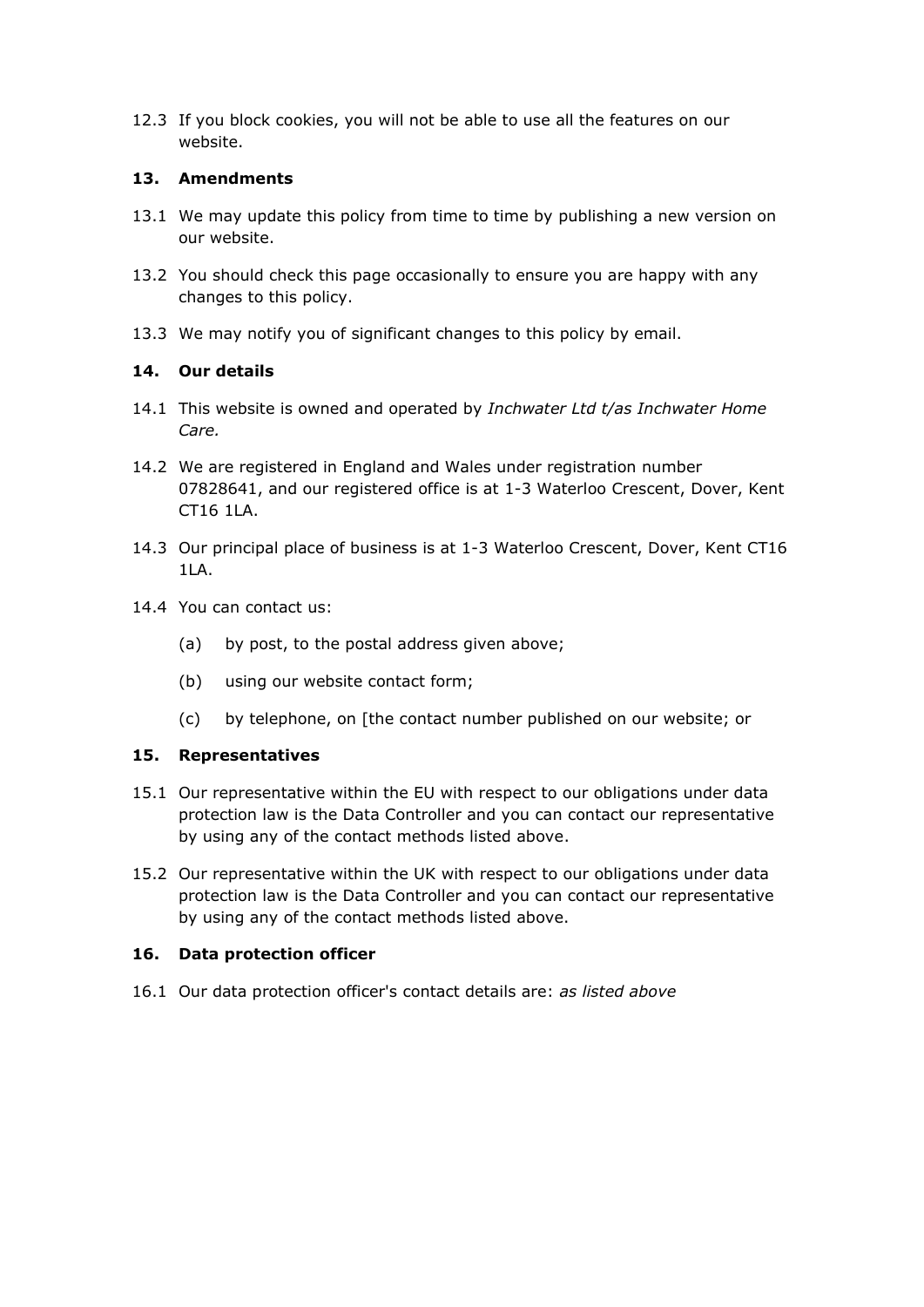12.3 If you block cookies, you will not be able to use all the features on our website.

## 13. Amendments

13.1 We may update this policy from time to time by publishing a new version on our website.

13.2 You should check this page occasionally to ensure you are happy with any changes to this policy.

13.3 We may notify you of significant changes to this policy by email.

## 14. Our details

14.1 This website is owned and operated by *Inchwater Ltd t/as Inchwater Home Care.*

14.2 We are registered in England and Wales under registration number 07828641, and our registered office is at 1-3 Waterloo Crescent, Dover, Kent CT16 1LA.

14.3 Our principal place of business is at 1-3 Waterloo Crescent, Dover, Kent CT16 1LA.

14.4 You can contact us:

(a) by post, to the postal address given above;

(b) using our website contact form;

(c) by telephone, on [the contact number published on our website; or

## 15. Representatives

15.1 Our representative within the EU with respect to our obligations under data protection law is the Data Controller and you can contact our representative by using any of the contact methods listed above.

15.2 Our representative within the UK with respect to our obligations under data protection law is the Data Controller and you can contact our representative by using any of the contact methods listed above.

## 16. Data protection officer

16.1 Our data protection officer's contact details are: *as listed above*